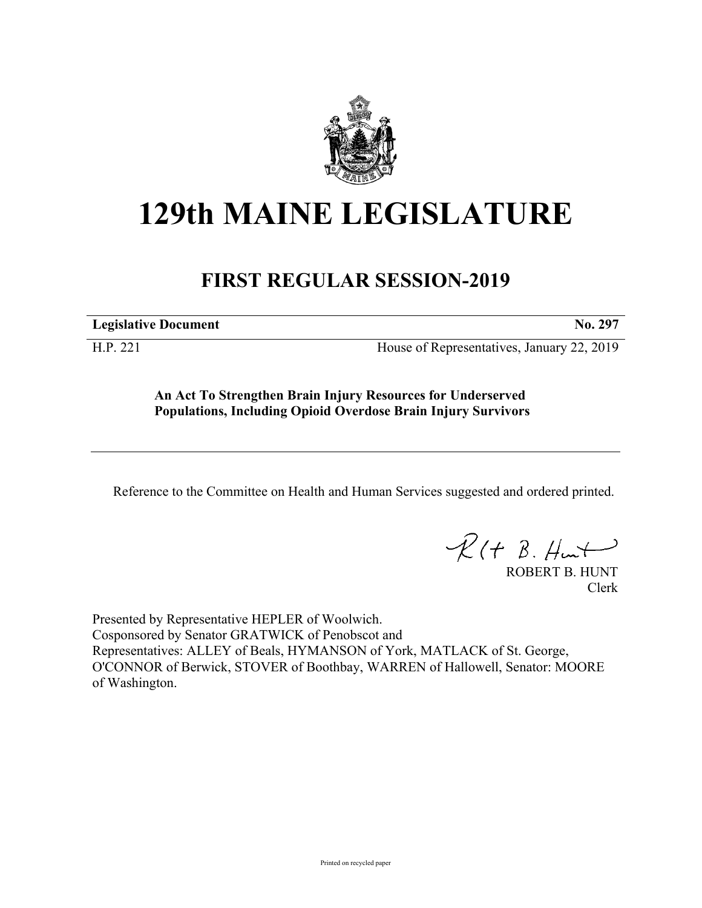# 129th MAINE LEGISLATURE

## FIRST REGULAR SESSION-2019

| **Legislative Document** | **No. 297** |
|---|---|
| H.P. 221 | House of Representatives, January 22, 2019 |

**An Act To Strengthen Brain Injury Resources for Underserved Populations, Including Opioid Overdose Brain Injury Survivors**

---

Reference to the Committee on Health and Human Services suggested and ordered printed.

ROBERT B. HUNT
Clerk

Presented by Representative HEPLER of Woolwich.
Cosponsored by Senator GRATWICK of Penobscot and
Representatives: ALLEY of Beals, HYMANSON of York, MATLACK of St. George, O'CONNOR of Berwick, STOVER of Boothbay, WARREN of Hallowell, Senator: MOORE of Washington.

Printed on recycled paper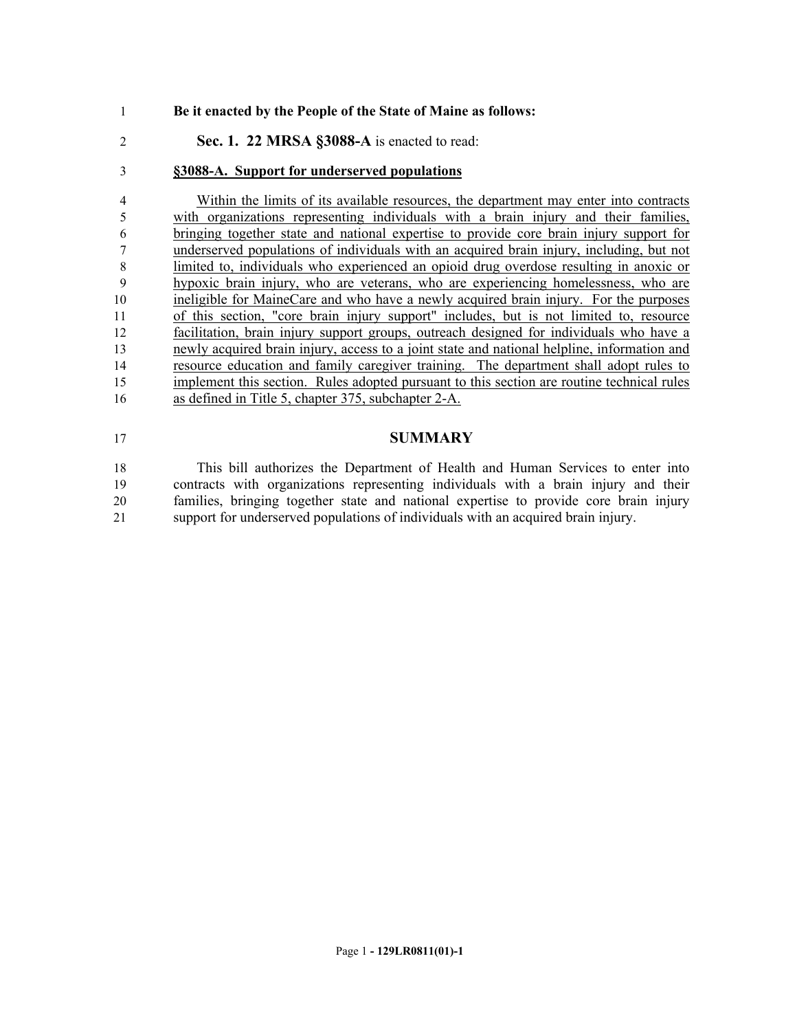**Be it enacted by the People of the State of Maine as follows:**

**Sec. 1. 22 MRSA §3088-A** is enacted to read:

**§3088-A. Support for underserved populations**

Within the limits of its available resources, the department may enter into contracts with organizations representing individuals with a brain injury and their families, bringing together state and national expertise to provide core brain injury support for underserved populations of individuals with an acquired brain injury, including, but not limited to, individuals who experienced an opioid drug overdose resulting in anoxic or hypoxic brain injury, who are veterans, who are experiencing homelessness, who are ineligible for MaineCare and who have a newly acquired brain injury. For the purposes of this section, "core brain injury support" includes, but is not limited to, resource facilitation, brain injury support groups, outreach designed for individuals who have a newly acquired brain injury, access to a joint state and national helpline, information and resource education and family caregiver training. The department shall adopt rules to implement this section. Rules adopted pursuant to this section are routine technical rules as defined in Title 5, chapter 375, subchapter 2-A.

## SUMMARY

This bill authorizes the Department of Health and Human Services to enter into contracts with organizations representing individuals with a brain injury and their families, bringing together state and national expertise to provide core brain injury support for underserved populations of individuals with an acquired brain injury.